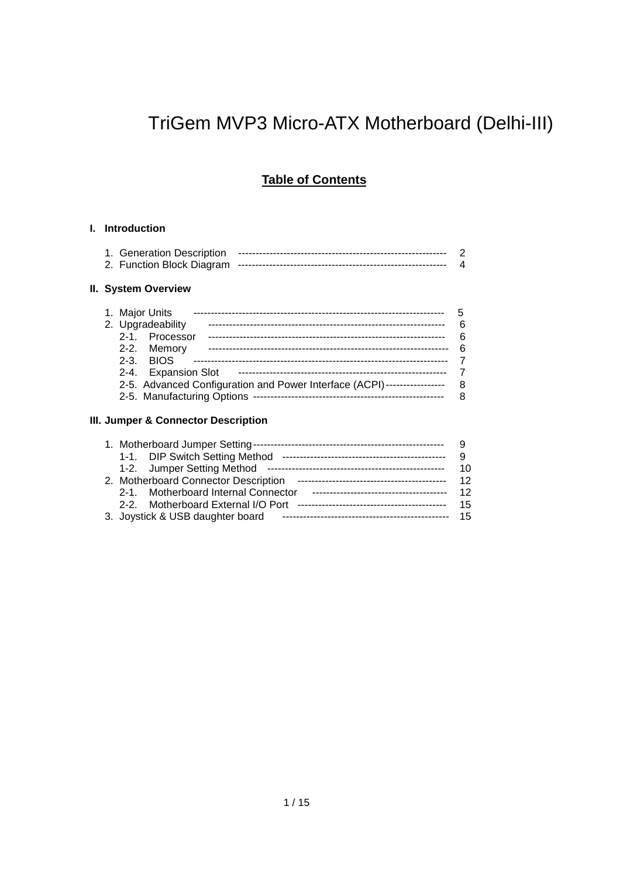# TriGem MVP3 Micro-ATX Motherboard (Delhi-III)

## Table of Contents

**I. Introduction**

1. Generation Description ------------------------------------------------------------ 2
2. Function Block Diagram ---------------------------------------------------------- 4

**II. System Overview**

1. Major Units ------------------------------------------------------------------------ 5
2. Upgradeability ------------------------------------------------------------------ 6
   - 2-1. Processor ------------------------------------------------------------------ 6
   - 2-2. Memory -------------------------------------------------------------------- 6
   - 2-3. BIOS ------------------------------------------------------------------------ 7
   - 2-4. Expansion Slot ----------------------------------------------------------- 7
   - 2-5. Advanced Configuration and Power Interface (ACPI) ----------------- 8
   - 2-5. Manufacturing Options ------------------------------------------------------ 8

**III. Jumper & Connector Description**

1. Motherboard Jumper Setting ------------------------------------------------------ 9
   - 1-1. DIP Switch Setting Method ---------------------------------------------- 9
   - 1-2. Jumper Setting Method -------------------------------------------------- 10
2. Motherboard Connector Description ------------------------------------------ 12
   - 2-1. Motherboard Internal Connector -------------------------------------- 12
   - 2-2. Motherboard External I/O Port ---------------------------------------- 15
3. Joystick & USB daughter board ----------------------------------------------- 15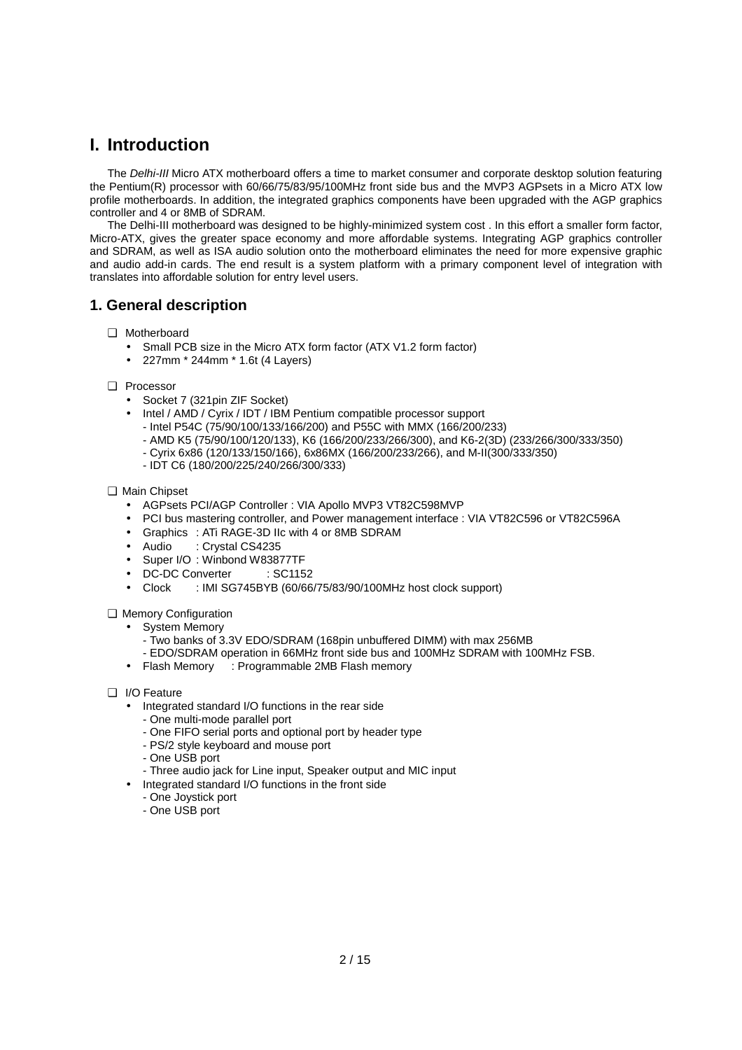# I. Introduction

The *Delhi-III* Micro ATX motherboard offers a time to market consumer and corporate desktop solution featuring the Pentium(R) processor with 60/66/75/83/95/100MHz front side bus and the MVP3 AGPsets in a Micro ATX low profile motherboards. In addition, the integrated graphics components have been upgraded with the AGP graphics controller and 4 or 8MB of SDRAM.

The Delhi-III motherboard was designed to be highly-minimized system cost . In this effort a smaller form factor, Micro-ATX, gives the greater space economy and more affordable systems. Integrating AGP graphics controller and SDRAM, as well as ISA audio solution onto the motherboard eliminates the need for more expensive graphic and audio add-in cards. The end result is a system platform with a primary component level of integration with translates into affordable solution for entry level users.

## 1. General description

❑ Motherboard
- Small PCB size in the Micro ATX form factor (ATX V1.2 form factor)
- 227mm * 244mm * 1.6t (4 Layers)

❑ Processor
- Socket 7 (321pin ZIF Socket)
- Intel / AMD / Cyrix / IDT / IBM Pentium compatible processor support
  - Intel P54C (75/90/100/133/166/200) and P55C with MMX (166/200/233)
  - AMD K5 (75/90/100/120/133), K6 (166/200/233/266/300), and K6-2(3D) (233/266/300/333/350)
  - Cyrix 6x86 (120/133/150/166), 6x86MX (166/200/233/266), and M-II(300/333/350)
  - IDT C6 (180/200/225/240/266/300/333)

❑ Main Chipset
- AGPsets PCI/AGP Controller : VIA Apollo MVP3 VT82C598MVP
- PCI bus mastering controller, and Power management interface : VIA VT82C596 or VT82C596A
- Graphics : ATi RAGE-3D IIc with 4 or 8MB SDRAM
- Audio : Crystal CS4235
- Super I/O : Winbond W83877TF
- DC-DC Converter : SC1152
- Clock : IMI SG745BYB (60/66/75/83/90/100MHz host clock support)

❑ Memory Configuration
- System Memory
  - Two banks of 3.3V EDO/SDRAM (168pin unbuffered DIMM) with max 256MB
  - EDO/SDRAM operation in 66MHz front side bus and 100MHz SDRAM with 100MHz FSB.
- Flash Memory : Programmable 2MB Flash memory

❑ I/O Feature
- Integrated standard I/O functions in the rear side
  - One multi-mode parallel port
  - One FIFO serial ports and optional port by header type
  - PS/2 style keyboard and mouse port
  - One USB port
  - Three audio jack for Line input, Speaker output and MIC input
- Integrated standard I/O functions in the front side
  - One Joystick port
  - One USB port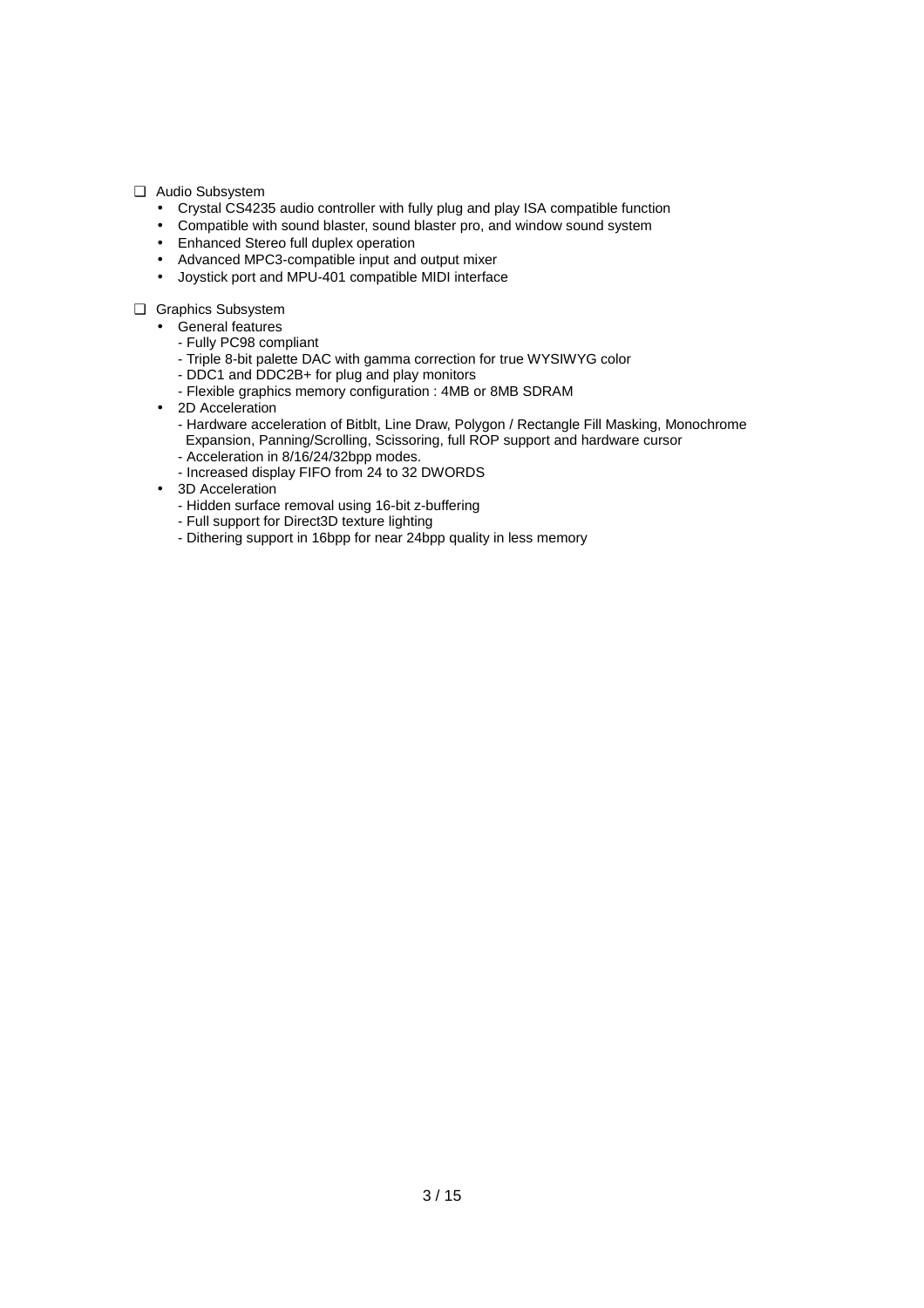- Audio Subsystem
  - Crystal CS4235 audio controller with fully plug and play ISA compatible function
  - Compatible with sound blaster, sound blaster pro, and window sound system
  - Enhanced Stereo full duplex operation
  - Advanced MPC3-compatible input and output mixer
  - Joystick port and MPU-401 compatible MIDI interface

- Graphics Subsystem
  - General features
    - Fully PC98 compliant
    - Triple 8-bit palette DAC with gamma correction for true WYSIWYG color
    - DDC1 and DDC2B+ for plug and play monitors
    - Flexible graphics memory configuration : 4MB or 8MB SDRAM
  - 2D Acceleration
    - Hardware acceleration of Bitblt, Line Draw, Polygon / Rectangle Fill Masking, Monochrome Expansion, Panning/Scrolling, Scissoring, full ROP support and hardware cursor
    - Acceleration in 8/16/24/32bpp modes.
    - Increased display FIFO from 24 to 32 DWORDS
  - 3D Acceleration
    - Hidden surface removal using 16-bit z-buffering
    - Full support for Direct3D texture lighting
    - Dithering support in 16bpp for near 24bpp quality in less memory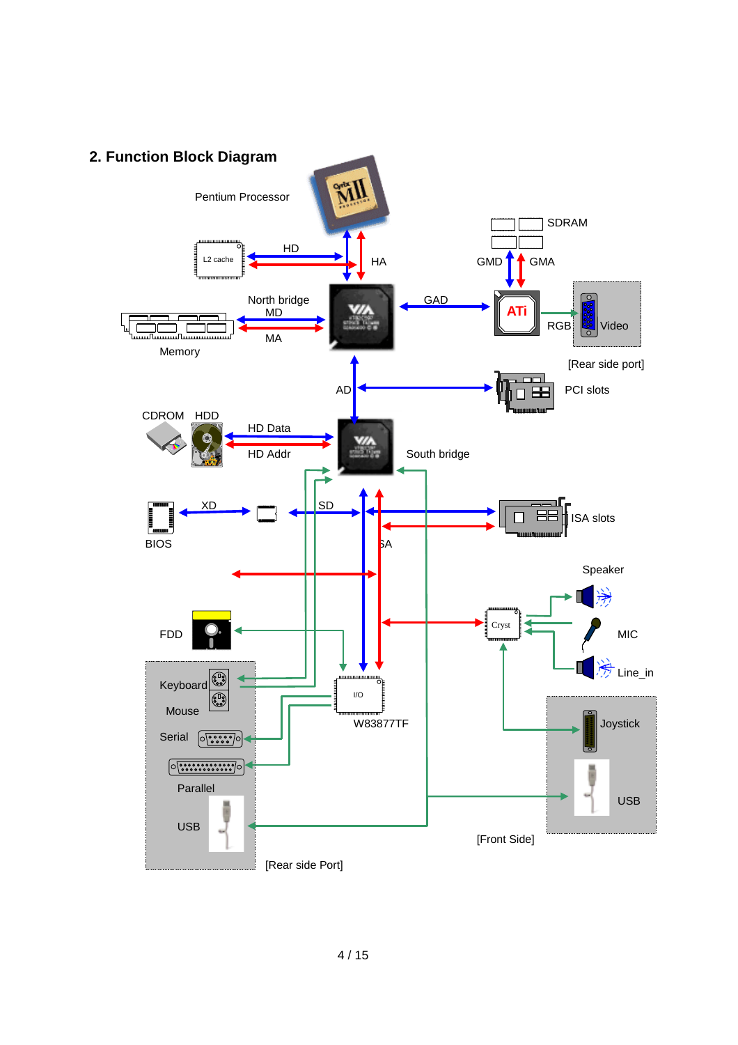## 2. Function Block Diagram

Pentium Processor

L2 cache

HD

HA

SDRAM

GMD GMA

North bridge

MD

MA

Memory

GAD

ATi

RGB

Video

[Rear side port]

AD

PCI slots

CDROM HDD

HD Data

HD Addr

South bridge

XD

SD

BIOS

ISA slots

SA

Speaker

Cryst

MIC

Line_in

FDD

Keyboard

Mouse

Serial

Parallel

USB

I/O

W83877TF

Joystick

USB

[Front Side]

[Rear side Port]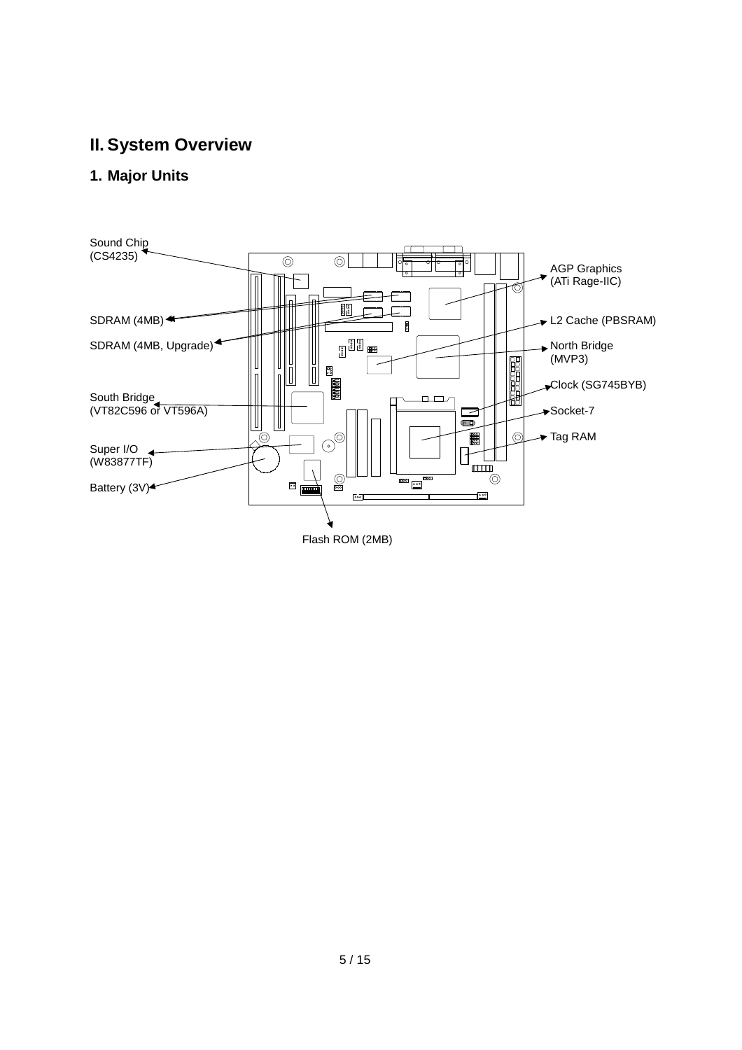# II. System Overview

## 1. Major Units

Sound Chip (CS4235)

SDRAM (4MB)

SDRAM (4MB, Upgrade)

South Bridge (VT82C596 or VT596A)

Super I/O (W83877TF)

Battery (3V)

Flash ROM (2MB)

AGP Graphics (ATi Rage-IIC)

L2 Cache (PBSRAM)

North Bridge (MVP3)

Clock (SG745BYB)

Socket-7

Tag RAM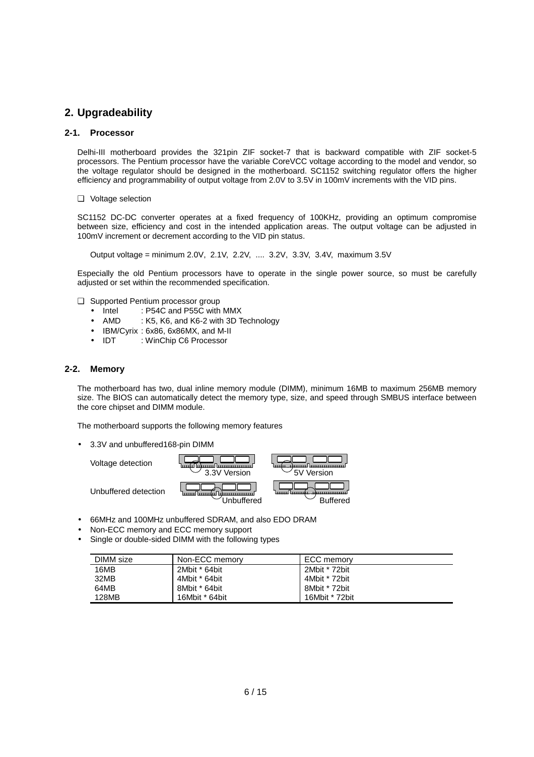## 2. Upgradeability

### 2-1. Processor

Delhi-III motherboard provides the 321pin ZIF socket-7 that is backward compatible with ZIF socket-5 processors. The Pentium processor have the variable CoreVCC voltage according to the model and vendor, so the voltage regulator should be designed in the motherboard. SC1152 switching regulator offers the higher efficiency and programmability of output voltage from 2.0V to 3.5V in 100mV increments with the VID pins.

❑ Voltage selection

SC1152 DC-DC converter operates at a fixed frequency of 100KHz, providing an optimum compromise between size, efficiency and cost in the intended application areas. The output voltage can be adjusted in 100mV increment or decrement according to the VID pin status.

Output voltage = minimum 2.0V, 2.1V, 2.2V, .... 3.2V, 3.3V, 3.4V, maximum 3.5V

Especially the old Pentium processors have to operate in the single power source, so must be carefully adjusted or set within the recommended specification.

❑ Supported Pentium processor group

- Intel : P54C and P55C with MMX
- AMD : K5, K6, and K6-2 with 3D Technology
- IBM/Cyrix : 6x86, 6x86MX, and M-II
- IDT : WinChip C6 Processor

### 2-2. Memory

The motherboard has two, dual inline memory module (DIMM), minimum 16MB to maximum 256MB memory size. The BIOS can automatically detect the memory type, size, and speed through SMBUS interface between the core chipset and DIMM module.

The motherboard supports the following memory features

- 3.3V and unbuffered168-pin DIMM

Voltage detection — 3.3V Version — 5V Version

Unbuffered detection — Unbuffered — Buffered

- 66MHz and 100MHz unbuffered SDRAM, and also EDO DRAM
- Non-ECC memory and ECC memory support
- Single or double-sided DIMM with the following types

| DIMM size | Non-ECC memory | ECC memory |
|---|---|---|
| 16MB | 2Mbit * 64bit | 2Mbit * 72bit |
| 32MB | 4Mbit * 64bit | 4Mbit * 72bit |
| 64MB | 8Mbit * 64bit | 8Mbit * 72bit |
| 128MB | 16Mbit * 64bit | 16Mbit * 72bit |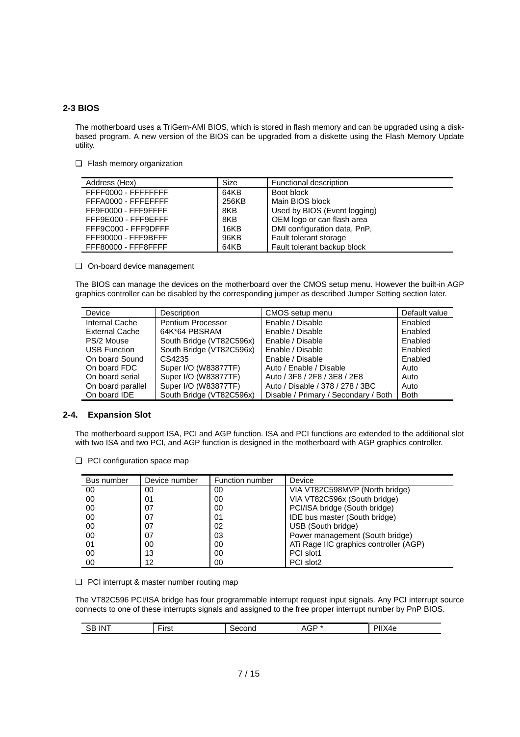## 2-3 BIOS

The motherboard uses a TriGem-AMI BIOS, which is stored in flash memory and can be upgraded using a disk-based program. A new version of the BIOS can be upgraded from a diskette using the Flash Memory Update utility.

❑ Flash memory organization

| Address (Hex) | Size | Functional description |
|---|---|---|
| FFFF0000 - FFFFFFFF | 64KB | Boot block |
| FFFA0000 - FFFEFFFF | 256KB | Main BIOS block |
| FF9F0000 - FFF9FFFF | 8KB | Used by BIOS (Event logging) |
| FFF9E000 - FFF9EFFF | 8KB | OEM logo or can flash area |
| FFF9C000 - FFF9DFFF | 16KB | DMI configuration data, PnP, |
| FFF90000 - FFF9BFFF | 96KB | Fault tolerant storage |
| FFF80000 - FFF8FFFF | 64KB | Fault tolerant backup block |

❑ On-board device management

The BIOS can manage the devices on the motherboard over the CMOS setup menu. However the built-in AGP graphics controller can be disabled by the corresponding jumper as described Jumper Setting section later.

| Device | Description | CMOS setup menu | Default value |
|---|---|---|---|
| Internal Cache | Pentium Processor | Enable / Disable | Enabled |
| External Cache | 64K*64 PBSRAM | Enable / Disable | Enabled |
| PS/2 Mouse | South Bridge (VT82C596x) | Enable / Disable | Enabled |
| USB Function | South Bridge (VT82C596x) | Enable / Disable | Enabled |
| On board Sound | CS4235 | Enable / Disable | Enabled |
| On board FDC | Super I/O (W83877TF) | Auto / Enable / Disable | Auto |
| On board serial | Super I/O (W83877TF) | Auto / 3F8 / 2F8 / 3E8 / 2E8 | Auto |
| On board parallel | Super I/O (W83877TF) | Auto / Disable / 378 / 278 / 3BC | Auto |
| On board IDE | South Bridge (VT82C596x) | Disable / Primary / Secondary / Both | Both |

## 2-4. Expansion Slot

The motherboard support ISA, PCI and AGP function. ISA and PCI functions are extended to the additional slot with two ISA and two PCI, and AGP function is designed in the motherboard with AGP graphics controller.

❑ PCI configuration space map

| Bus number | Device number | Function number | Device |
|---|---|---|---|
| 00 | 00 | 00 | VIA VT82C598MVP (North bridge) |
| 00 | 01 | 00 | VIA VT82C596x (South bridge) |
| 00 | 07 | 00 | PCI/ISA bridge (South bridge) |
| 00 | 07 | 01 | IDE bus master (South bridge) |
| 00 | 07 | 02 | USB (South bridge) |
| 00 | 07 | 03 | Power management (South bridge) |
| 01 | 00 | 00 | ATi Rage IIC graphics controller (AGP) |
| 00 | 13 | 00 | PCI slot1 |
| 00 | 12 | 00 | PCI slot2 |

❑ PCI interrupt & master number routing map

The VT82C596 PCI/ISA bridge has four programmable interrupt request input signals. Any PCI interrupt source connects to one of these interrupts signals and assigned to the free proper interrupt number by PnP BIOS.

| SB INT | First | Second | AGP * | PIIX4e |
|---|---|---|---|---|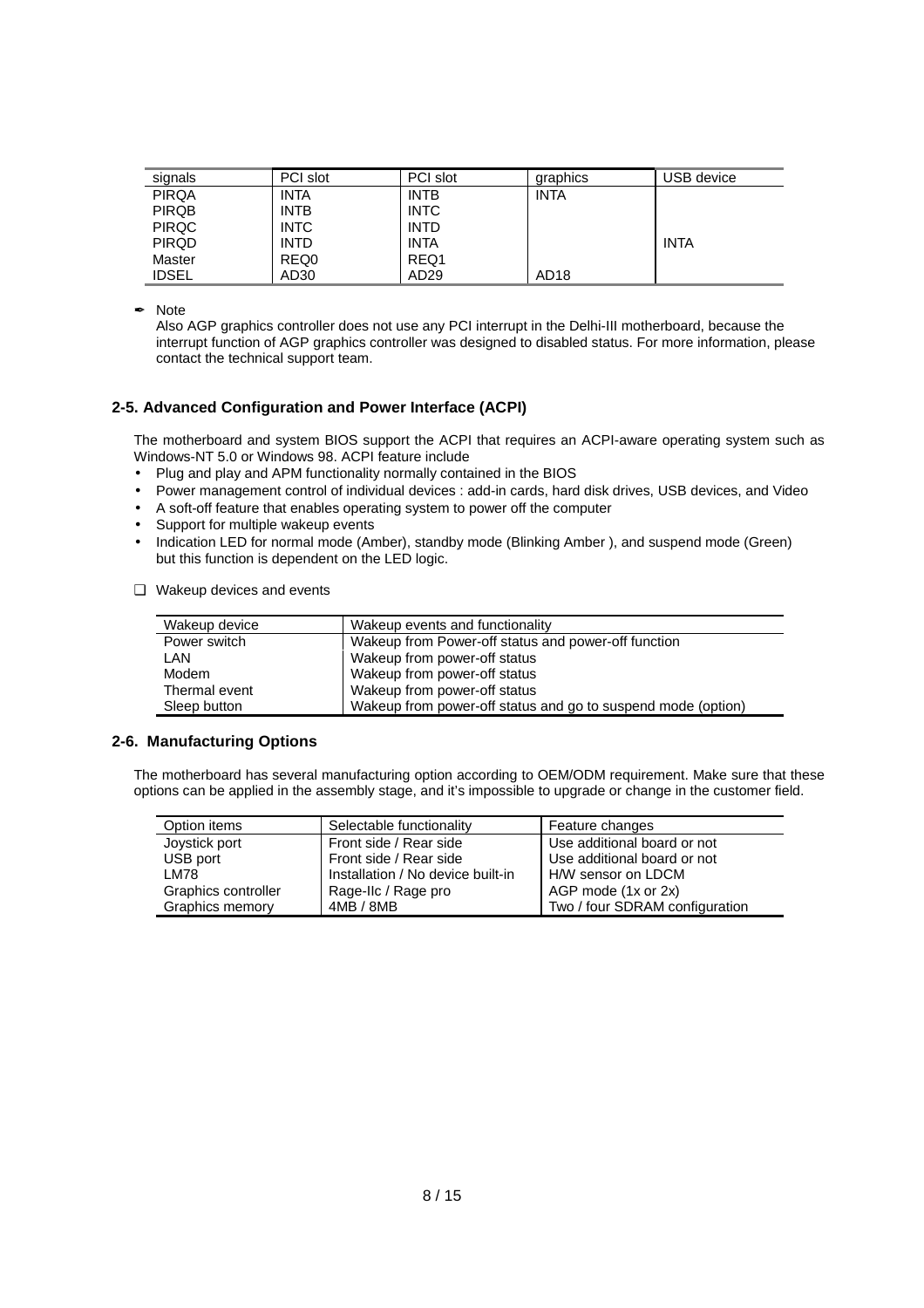| signals | PCI slot | PCI slot | graphics | USB device |
|---|---|---|---|---|
| PIRQA | INTA | INTB | INTA | |
| PIRQB | INTB | INTC | | |
| PIRQC | INTC | INTD | | |
| PIRQD | INTD | INTA | | INTA |
| Master | REQ0 | REQ1 | | |
| IDSEL | AD30 | AD29 | AD18 | |

✒ Note

Also AGP graphics controller does not use any PCI interrupt in the Delhi-III motherboard, because the interrupt function of AGP graphics controller was designed to disabled status. For more information, please contact the technical support team.

### 2-5. Advanced Configuration and Power Interface (ACPI)

The motherboard and system BIOS support the ACPI that requires an ACPI-aware operating system such as Windows-NT 5.0 or Windows 98. ACPI feature include

- Plug and play and APM functionality normally contained in the BIOS
- Power management control of individual devices : add-in cards, hard disk drives, USB devices, and Video
- A soft-off feature that enables operating system to power off the computer
- Support for multiple wakeup events
- Indication LED for normal mode (Amber), standby mode (Blinking Amber ), and suspend mode (Green) but this function is dependent on the LED logic.

❑ Wakeup devices and events

| Wakeup device | Wakeup events and functionality |
|---|---|
| Power switch | Wakeup from Power-off status and power-off function |
| LAN | Wakeup from power-off status |
| Modem | Wakeup from power-off status |
| Thermal event | Wakeup from power-off status |
| Sleep button | Wakeup from power-off status and go to suspend mode (option) |

### 2-6. Manufacturing Options

The motherboard has several manufacturing option according to OEM/ODM requirement. Make sure that these options can be applied in the assembly stage, and it's impossible to upgrade or change in the customer field.

| Option items | Selectable functionality | Feature changes |
|---|---|---|
| Joystick port | Front side / Rear side | Use additional board or not |
| USB port | Front side / Rear side | Use additional board or not |
| LM78 | Installation / No device built-in | H/W sensor on LDCM |
| Graphics controller | Rage-IIc / Rage pro | AGP mode (1x or 2x) |
| Graphics memory | 4MB / 8MB | Two / four SDRAM configuration |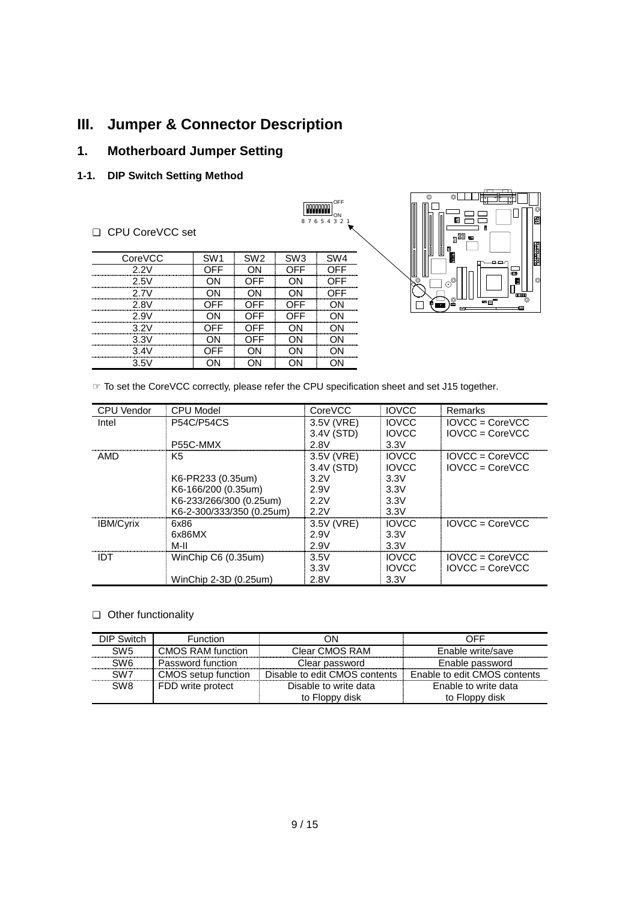# III. Jumper & Connector Description

## 1. Motherboard Jumper Setting

### 1-1. DIP Switch Setting Method

❑ CPU CoreVCC set

| CoreVCC | SW1 | SW2 | SW3 | SW4 |
|---|---|---|---|---|
| 2.2V | OFF | ON | OFF | OFF |
| 2.5V | ON | OFF | ON | OFF |
| 2.7V | ON | ON | ON | OFF |
| 2.8V | OFF | OFF | OFF | ON |
| 2.9V | ON | OFF | OFF | ON |
| 3.2V | OFF | OFF | ON | ON |
| 3.3V | ON | OFF | ON | ON |
| 3.4V | OFF | ON | ON | ON |
| 3.5V | ON | ON | ON | ON |

☞ To set the CoreVCC correctly, please refer the CPU specification sheet and set J15 together.

| CPU Vendor | CPU Model | CoreVCC | IOVCC | Remarks |
|---|---|---|---|---|
| Intel | P54C/P54CS | 3.5V (VRE) | IOVCC | IOVCC = CoreVCC |
| | | 3.4V (STD) | IOVCC | IOVCC = CoreVCC |
| | P55C-MMX | 2.8V | 3.3V | |
| AMD | K5 | 3.5V (VRE) | IOVCC | IOVCC = CoreVCC |
| | | 3.4V (STD) | IOVCC | IOVCC = CoreVCC |
| | K6-PR233 (0.35um) | 3.2V | 3.3V | |
| | K6-166/200 (0.35um) | 2.9V | 3.3V | |
| | K6-233/266/300 (0.25um) | 2.2V | 3.3V | |
| | K6-2-300/333/350 (0.25um) | 2.2V | 3.3V | |
| IBM/Cyrix | 6x86 | 3.5V (VRE) | IOVCC | IOVCC = CoreVCC |
| | 6x86MX | 2.9V | 3.3V | |
| | M-II | 2.9V | 3.3V | |
| IDT | WinChip C6 (0.35um) | 3.5V | IOVCC | IOVCC = CoreVCC |
| | | 3.3V | IOVCC | IOVCC = CoreVCC |
| | WinChip 2-3D (0.25um) | 2.8V | 3.3V | |

❑ Other functionality

| DIP Switch | Function | ON | OFF |
|---|---|---|---|
| SW5 | CMOS RAM function | Clear CMOS RAM | Enable write/save |
| SW6 | Password function | Clear password | Enable password |
| SW7 | CMOS setup function | Disable to edit CMOS contents | Enable to edit CMOS contents |
| SW8 | FDD write protect | Disable to write data to Floppy disk | Enable to write data to Floppy disk |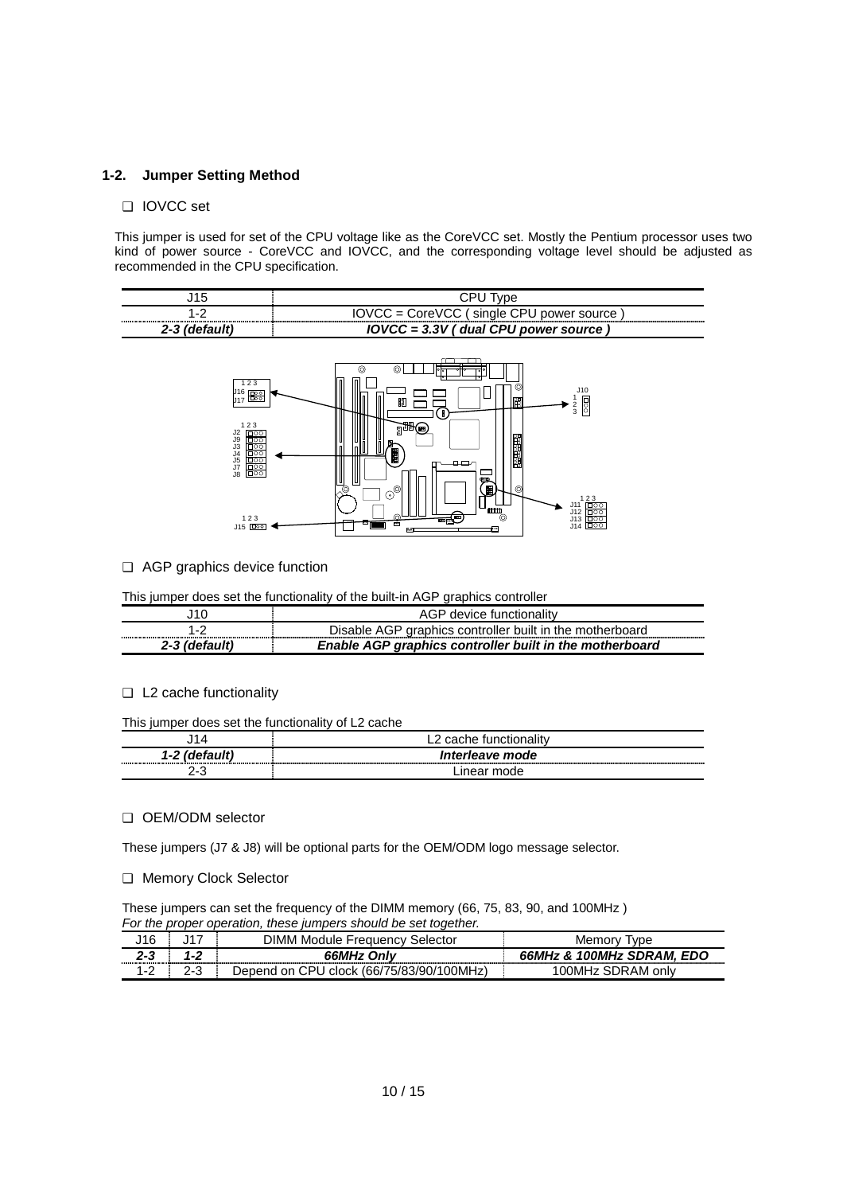## 1-2. Jumper Setting Method

❑ IOVCC set

This jumper is used for set of the CPU voltage like as the CoreVCC set. Mostly the Pentium processor uses two kind of power source - CoreVCC and IOVCC, and the corresponding voltage level should be adjusted as recommended in the CPU specification.

| J15 | CPU Type |
|---|---|
| 1-2 | IOVCC = CoreVCC ( single CPU power source ) |
| ***2-3 (default)*** | ***IOVCC = 3.3V ( dual CPU power source )*** |

❑ AGP graphics device function

This jumper does set the functionality of the built-in AGP graphics controller

| J10 | AGP device functionality |
|---|---|
| 1-2 | Disable AGP graphics controller built in the motherboard |
| ***2-3 (default)*** | ***Enable AGP graphics controller built in the motherboard*** |

❑ L2 cache functionality

This jumper does set the functionality of L2 cache

| J14 | L2 cache functionality |
|---|---|
| ***1-2 (default)*** | ***Interleave mode*** |
| 2-3 | Linear mode |

❑ OEM/ODM selector

These jumpers (J7 & J8) will be optional parts for the OEM/ODM logo message selector.

❑ Memory Clock Selector

These jumpers can set the frequency of the DIMM memory (66, 75, 83, 90, and 100MHz )
*For the proper operation, these jumpers should be set together.*

| J16 | J17 | DIMM Module Frequency Selector | Memory Type |
|---|---|---|---|
| ***2-3*** | ***1-2*** | ***66MHz Only*** | ***66MHz & 100MHz SDRAM, EDO*** |
| 1-2 | 2-3 | Depend on CPU clock (66/75/83/90/100MHz) | 100MHz SDRAM only |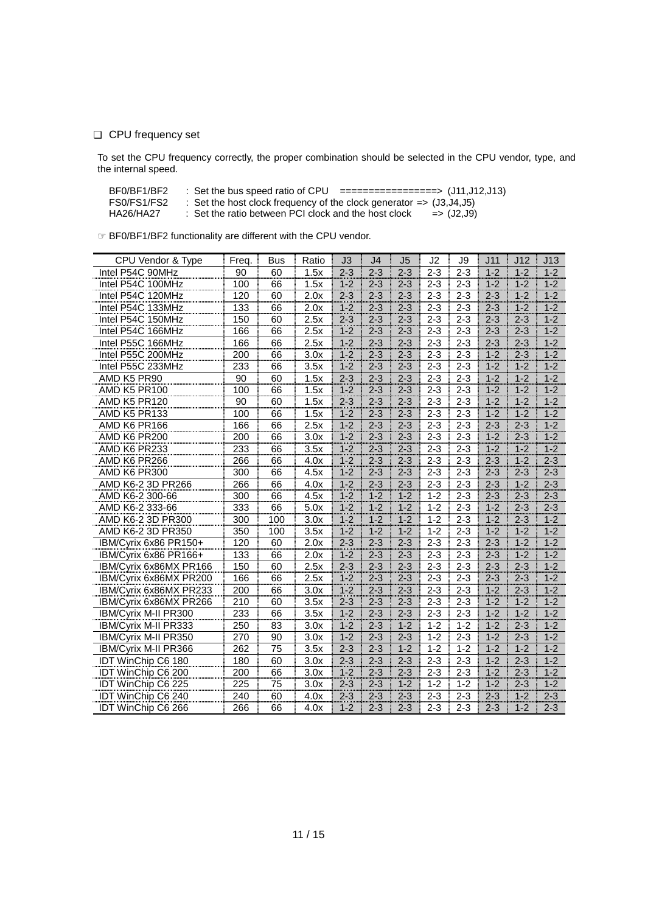❑ CPU frequency set

To set the CPU frequency correctly, the proper combination should be selected in the CPU vendor, type, and the internal speed.

```
BF0/BF1/BF2   : Set the bus speed ratio of CPU   =================>  (J11,J12,J13)
FS0/FS1/FS2   : Set the host clock frequency of the clock generator => (J3,J4,J5)
HA26/HA27     : Set the ratio between PCI clock and the host clock     => (J2,J9)
```

☞ BF0/BF1/BF2 functionality are different with the CPU vendor.

| CPU Vendor & Type | Freq. | Bus | Ratio | J3 | J4 | J5 | J2 | J9 | J11 | J12 | J13 |
|---|---|---|---|---|---|---|---|---|---|---|---|
| Intel P54C 90MHz | 90 | 60 | 1.5x | 2-3 | 2-3 | 2-3 | 2-3 | 2-3 | 1-2 | 1-2 | 1-2 |
| Intel P54C 100MHz | 100 | 66 | 1.5x | 1-2 | 2-3 | 2-3 | 2-3 | 2-3 | 1-2 | 1-2 | 1-2 |
| Intel P54C 120MHz | 120 | 60 | 2.0x | 2-3 | 2-3 | 2-3 | 2-3 | 2-3 | 2-3 | 1-2 | 1-2 |
| Intel P54C 133MHz | 133 | 66 | 2.0x | 1-2 | 2-3 | 2-3 | 2-3 | 2-3 | 2-3 | 1-2 | 1-2 |
| Intel P54C 150MHz | 150 | 60 | 2.5x | 2-3 | 2-3 | 2-3 | 2-3 | 2-3 | 2-3 | 2-3 | 1-2 |
| Intel P54C 166MHz | 166 | 66 | 2.5x | 1-2 | 2-3 | 2-3 | 2-3 | 2-3 | 2-3 | 2-3 | 1-2 |
| Intel P55C 166MHz | 166 | 66 | 2.5x | 1-2 | 2-3 | 2-3 | 2-3 | 2-3 | 2-3 | 2-3 | 1-2 |
| Intel P55C 200MHz | 200 | 66 | 3.0x | 1-2 | 2-3 | 2-3 | 2-3 | 2-3 | 1-2 | 2-3 | 1-2 |
| Intel P55C 233MHz | 233 | 66 | 3.5x | 1-2 | 2-3 | 2-3 | 2-3 | 2-3 | 1-2 | 1-2 | 1-2 |
| AMD K5 PR90 | 90 | 60 | 1.5x | 2-3 | 2-3 | 2-3 | 2-3 | 2-3 | 1-2 | 1-2 | 1-2 |
| AMD K5 PR100 | 100 | 66 | 1.5x | 1-2 | 2-3 | 2-3 | 2-3 | 2-3 | 1-2 | 1-2 | 1-2 |
| AMD K5 PR120 | 90 | 60 | 1.5x | 2-3 | 2-3 | 2-3 | 2-3 | 2-3 | 1-2 | 1-2 | 1-2 |
| AMD K5 PR133 | 100 | 66 | 1.5x | 1-2 | 2-3 | 2-3 | 2-3 | 2-3 | 1-2 | 1-2 | 1-2 |
| AMD K6 PR166 | 166 | 66 | 2.5x | 1-2 | 2-3 | 2-3 | 2-3 | 2-3 | 2-3 | 2-3 | 1-2 |
| AMD K6 PR200 | 200 | 66 | 3.0x | 1-2 | 2-3 | 2-3 | 2-3 | 2-3 | 1-2 | 2-3 | 1-2 |
| AMD K6 PR233 | 233 | 66 | 3.5x | 1-2 | 2-3 | 2-3 | 2-3 | 2-3 | 1-2 | 1-2 | 1-2 |
| AMD K6 PR266 | 266 | 66 | 4.0x | 1-2 | 2-3 | 2-3 | 2-3 | 2-3 | 2-3 | 1-2 | 2-3 |
| AMD K6 PR300 | 300 | 66 | 4.5x | 1-2 | 2-3 | 2-3 | 2-3 | 2-3 | 2-3 | 2-3 | 2-3 |
| AMD K6-2 3D PR266 | 266 | 66 | 4.0x | 1-2 | 2-3 | 2-3 | 2-3 | 2-3 | 2-3 | 1-2 | 2-3 |
| AMD K6-2 300-66 | 300 | 66 | 4.5x | 1-2 | 1-2 | 1-2 | 1-2 | 2-3 | 2-3 | 2-3 | 2-3 |
| AMD K6-2 333-66 | 333 | 66 | 5.0x | 1-2 | 1-2 | 1-2 | 1-2 | 2-3 | 1-2 | 2-3 | 2-3 |
| AMD K6-2 3D PR300 | 300 | 100 | 3.0x | 1-2 | 1-2 | 1-2 | 1-2 | 2-3 | 1-2 | 2-3 | 1-2 |
| AMD K6-2 3D PR350 | 350 | 100 | 3.5x | 1-2 | 1-2 | 1-2 | 1-2 | 2-3 | 1-2 | 1-2 | 1-2 |
| IBM/Cyrix 6x86 PR150+ | 120 | 60 | 2.0x | 2-3 | 2-3 | 2-3 | 2-3 | 2-3 | 2-3 | 1-2 | 1-2 |
| IBM/Cyrix 6x86 PR166+ | 133 | 66 | 2.0x | 1-2 | 2-3 | 2-3 | 2-3 | 2-3 | 2-3 | 1-2 | 1-2 |
| IBM/Cyrix 6x86MX PR166 | 150 | 60 | 2.5x | 2-3 | 2-3 | 2-3 | 2-3 | 2-3 | 2-3 | 2-3 | 1-2 |
| IBM/Cyrix 6x86MX PR200 | 166 | 66 | 2.5x | 1-2 | 2-3 | 2-3 | 2-3 | 2-3 | 2-3 | 2-3 | 1-2 |
| IBM/Cyrix 6x86MX PR233 | 200 | 66 | 3.0x | 1-2 | 2-3 | 2-3 | 2-3 | 2-3 | 1-2 | 2-3 | 1-2 |
| IBM/Cyrix 6x86MX PR266 | 210 | 60 | 3.5x | 2-3 | 2-3 | 2-3 | 2-3 | 2-3 | 1-2 | 1-2 | 1-2 |
| IBM/Cyrix M-II PR300 | 233 | 66 | 3.5x | 1-2 | 2-3 | 2-3 | 2-3 | 2-3 | 1-2 | 1-2 | 1-2 |
| IBM/Cyrix M-II PR333 | 250 | 83 | 3.0x | 1-2 | 2-3 | 1-2 | 1-2 | 1-2 | 1-2 | 2-3 | 1-2 |
| IBM/Cyrix M-II PR350 | 270 | 90 | 3.0x | 1-2 | 2-3 | 2-3 | 1-2 | 2-3 | 1-2 | 2-3 | 1-2 |
| IBM/Cyrix M-II PR366 | 262 | 75 | 3.5x | 2-3 | 2-3 | 1-2 | 1-2 | 1-2 | 1-2 | 1-2 | 1-2 |
| IDT WinChip C6 180 | 180 | 60 | 3.0x | 2-3 | 2-3 | 2-3 | 2-3 | 2-3 | 1-2 | 2-3 | 1-2 |
| IDT WinChip C6 200 | 200 | 66 | 3.0x | 1-2 | 2-3 | 2-3 | 2-3 | 2-3 | 1-2 | 2-3 | 1-2 |
| IDT WinChip C6 225 | 225 | 75 | 3.0x | 2-3 | 2-3 | 1-2 | 1-2 | 1-2 | 1-2 | 2-3 | 1-2 |
| IDT WinChip C6 240 | 240 | 60 | 4.0x | 2-3 | 2-3 | 2-3 | 2-3 | 2-3 | 2-3 | 1-2 | 2-3 |
| IDT WinChip C6 266 | 266 | 66 | 4.0x | 1-2 | 2-3 | 2-3 | 2-3 | 2-3 | 2-3 | 1-2 | 2-3 |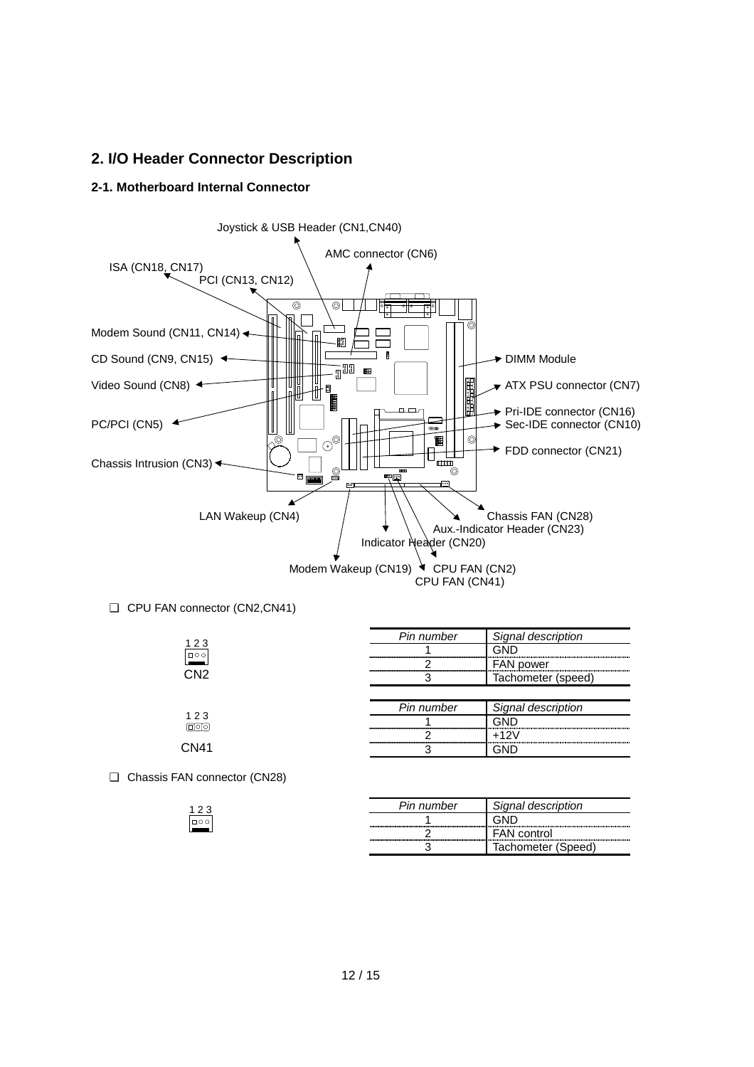## 2. I/O Header Connector Description

### 2-1. Motherboard Internal Connector

Joystick & USB Header (CN1,CN40)

AMC connector (CN6)

ISA (CN18, CN17)

PCI (CN13, CN12)

Modem Sound (CN11, CN14)

CD Sound (CN9, CN15)

Video Sound (CN8)

PC/PCI (CN5)

Chassis Intrusion (CN3)

DIMM Module

ATX PSU connector (CN7)

Pri-IDE connector (CN16)

Sec-IDE connector (CN10)

FDD connector (CN21)

LAN Wakeup (CN4)

Chassis FAN (CN28)

Aux.-Indicator Header (CN23)

Indicator Header (CN20)

Modem Wakeup (CN19)

CPU FAN (CN2)

CPU FAN (CN41)

❑ CPU FAN connector (CN2,CN41)

1 2 3

CN2

| *Pin number* | *Signal description* |
|---|---|
| 1 | GND |
| 2 | FAN power |
| 3 | Tachometer (speed) |

1 2 3

CN41

| *Pin number* | *Signal description* |
|---|---|
| 1 | GND |
| 2 | +12V |
| 3 | GND |

❑ Chassis FAN connector (CN28)

1 2 3

| *Pin number* | *Signal description* |
|---|---|
| 1 | GND |
| 2 | FAN control |
| 3 | Tachometer (Speed) |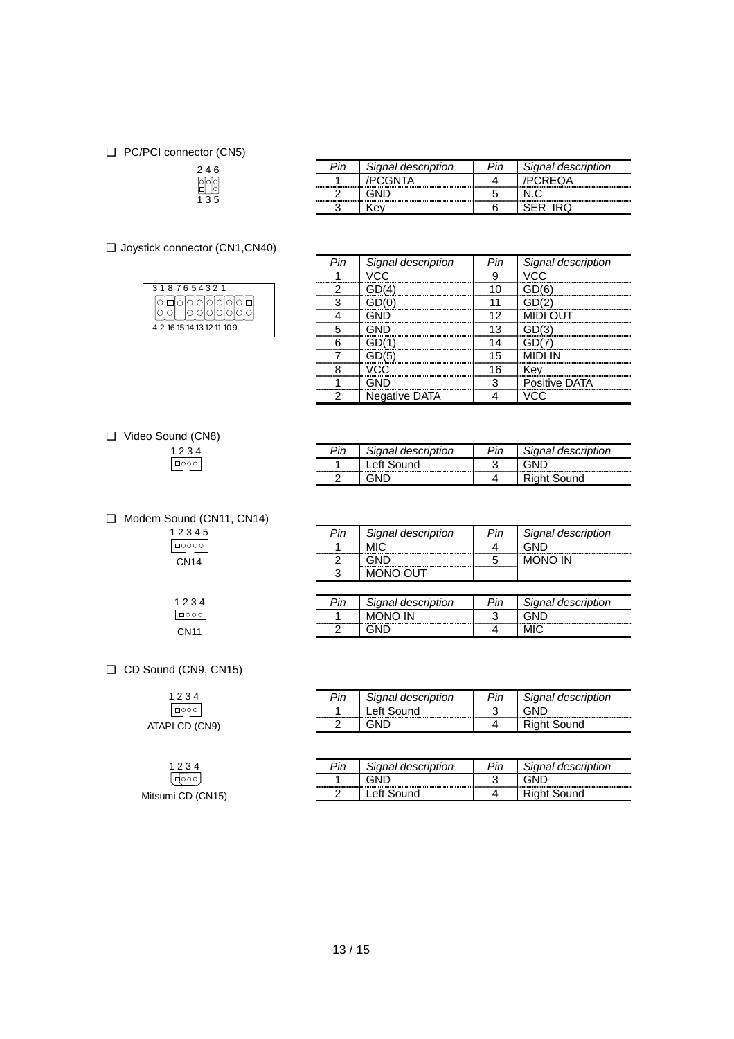❑ PC/PCI connector (CN5)

2 4 6
1 3 5

| *Pin* | *Signal description* | *Pin* | *Signal description* |
|---|---|---|---|
| 1 | /PCGNTA | 4 | /PCREQA |
| 2 | GND | 5 | N.C |
| 3 | Key | 6 | SER_IRQ |

❑ Joystick connector (CN1,CN40)

3 1 8 7 6 5 4 3 2 1
4 2 16 15 14 13 12 11 10 9

| *Pin* | *Signal description* | *Pin* | *Signal description* |
|---|---|---|---|
| 1 | VCC | 9 | VCC |
| 2 | GD(4) | 10 | GD(6) |
| 3 | GD(0) | 11 | GD(2) |
| 4 | GND | 12 | MIDI OUT |
| 5 | GND | 13 | GD(3) |
| 6 | GD(1) | 14 | GD(7) |
| 7 | GD(5) | 15 | MIDI IN |
| 8 | VCC | 16 | Key |
| 1 | GND | 3 | Positive DATA |
| 2 | Negative DATA | 4 | VCC |

❑ Video Sound (CN8)

1 2 3 4

| *Pin* | *Signal description* | *Pin* | *Signal description* |
|---|---|---|---|
| 1 | Left Sound | 3 | GND |
| 2 | GND | 4 | Right Sound |

❑ Modem Sound (CN11, CN14)

1 2 3 4 5
CN14

| *Pin* | *Signal description* | *Pin* | *Signal description* |
|---|---|---|---|
| 1 | MIC | 4 | GND |
| 2 | GND | 5 | MONO IN |
| 3 | MONO OUT | | |

1 2 3 4
CN11

| *Pin* | *Signal description* | *Pin* | *Signal description* |
|---|---|---|---|
| 1 | MONO IN | 3 | GND |
| 2 | GND | 4 | MIC |

❑ CD Sound (CN9, CN15)

1 2 3 4
ATAPI CD (CN9)

| *Pin* | *Signal description* | *Pin* | *Signal description* |
|---|---|---|---|
| 1 | Left Sound | 3 | GND |
| 2 | GND | 4 | Right Sound |

1 2 3 4
Mitsumi CD (CN15)

| *Pin* | *Signal description* | *Pin* | *Signal description* |
|---|---|---|---|
| 1 | GND | 3 | GND |
| 2 | Left Sound | 4 | Right Sound |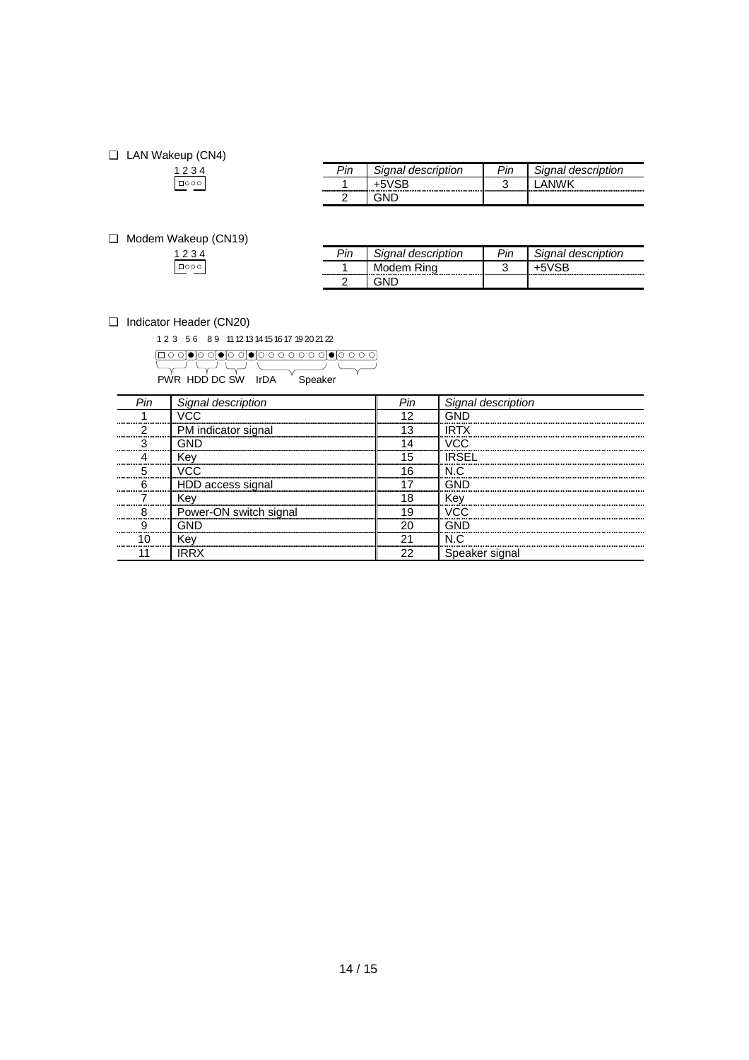❑ LAN Wakeup (CN4)

1 2 3 4

| Pin | Signal description | Pin | Signal description |
|---|---|---|---|
| 1 | +5VSB | 3 | LANWK |
| 2 | GND | | |

❑ Modem Wakeup (CN19)

1 2 3 4

| Pin | Signal description | Pin | Signal description |
|---|---|---|---|
| 1 | Modem Ring | 3 | +5VSB |
| 2 | GND | | |

❑ Indicator Header (CN20)

1 2 3 5 6 8 9 11 12 13 14 15 16 17 19 20 21 22

PWR HDD DC SW IrDA Speaker

| Pin | Signal description | Pin | Signal description |
|---|---|---|---|
| 1 | VCC | 12 | GND |
| 2 | PM indicator signal | 13 | IRTX |
| 3 | GND | 14 | VCC |
| 4 | Key | 15 | IRSEL |
| 5 | VCC | 16 | N.C |
| 6 | HDD access signal | 17 | GND |
| 7 | Key | 18 | Key |
| 8 | Power-ON switch signal | 19 | VCC |
| 9 | GND | 20 | GND |
| 10 | Key | 21 | N.C |
| 11 | IRRX | 22 | Speaker signal |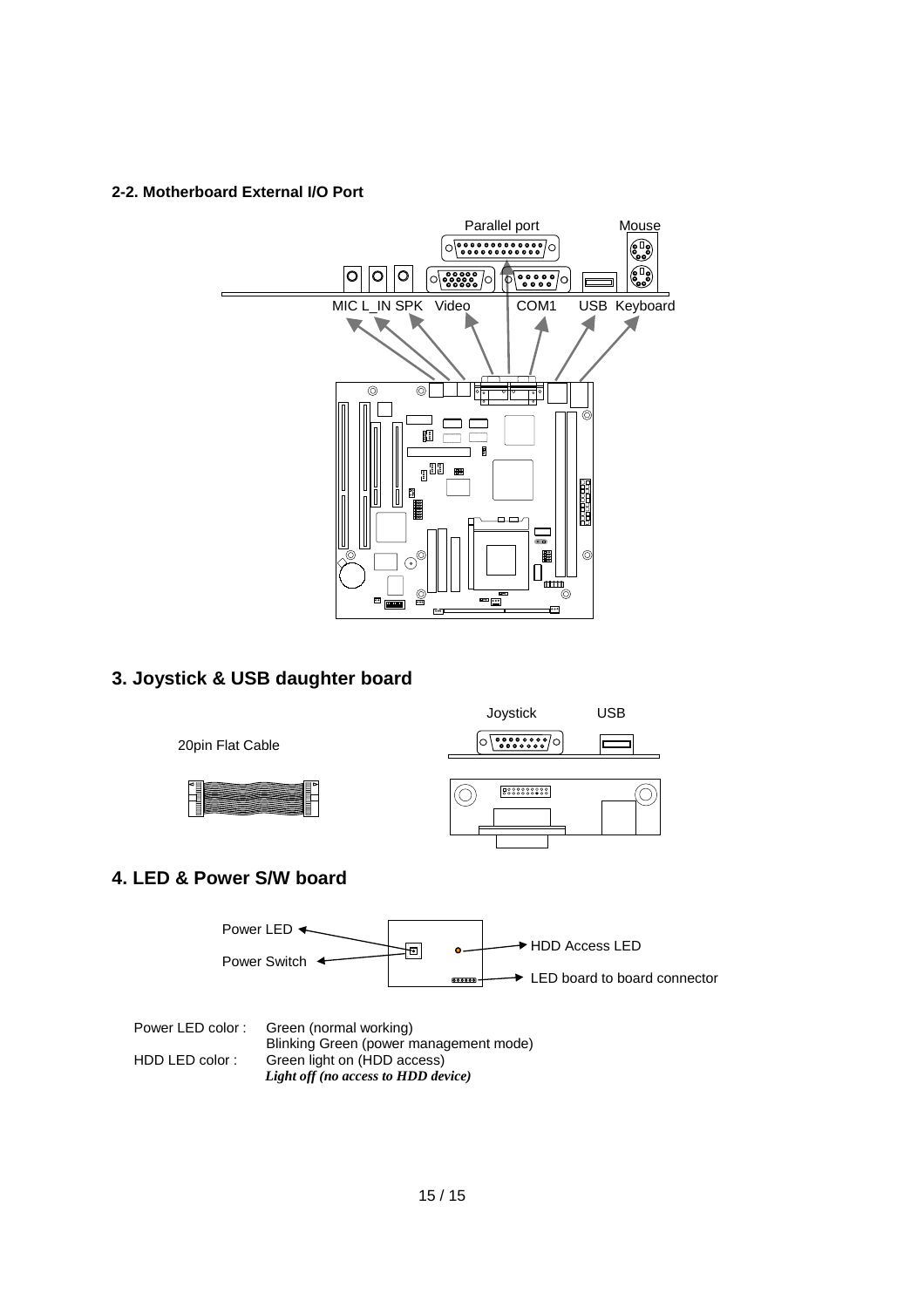### 2-2. Motherboard External I/O Port

Parallel port
Mouse
MIC L_IN SPK Video COM1 USB Keyboard

## 3. Joystick & USB daughter board

Joystick USB

20pin Flat Cable

## 4. LED & Power S/W board

Power LED
Power Switch
HDD Access LED
LED board to board connector

Power LED color : Green (normal working)
Blinking Green (power management mode)
HDD LED color : Green light on (HDD access)
***Light off (no access to HDD device)***